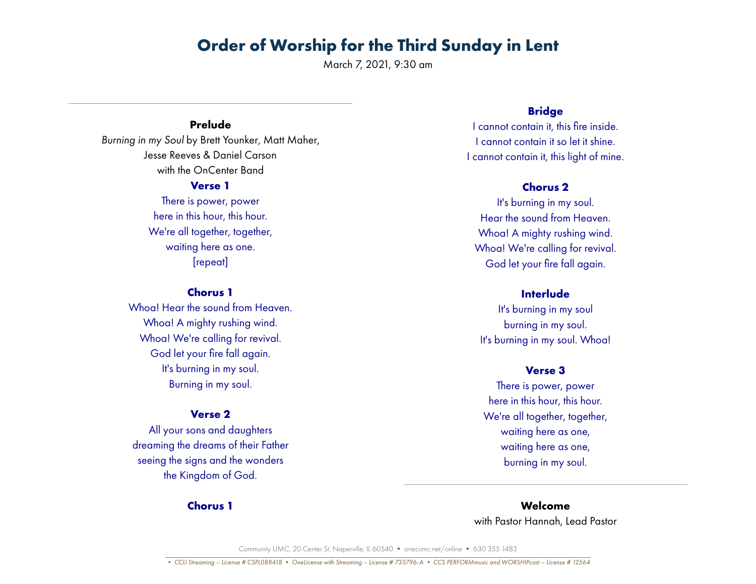# Order of Worship for the Third Sunday in Lent

March 7, 2021, 9:30 am

---

### Prelude

*Burning in my Soul* by Brett Younker, Matt Maher,
Jesse Reeves & Daniel Carson
with the OnCenter Band

**Verse 1**

There is power, power
here in this hour, this hour.
We're all together, together,
waiting here as one.
[repeat]

**Chorus 1**

Whoa! Hear the sound from Heaven.
Whoa! A mighty rushing wind.
Whoa! We're calling for revival.
God let your fire fall again.
It's burning in my soul.
Burning in my soul.

**Verse 2**

All your sons and daughters
dreaming the dreams of their Father
seeing the signs and the wonders
the Kingdom of God.

**Chorus 1**

**Bridge**

I cannot contain it, this fire inside.
I cannot contain it so let it shine.
I cannot contain it, this light of mine.

**Chorus 2**

It's burning in my soul.
Hear the sound from Heaven.
Whoa! A mighty rushing wind.
Whoa! We're calling for revival.
God let your fire fall again.

**Interlude**

It's burning in my soul
burning in my soul.
It's burning in my soul. Whoa!

**Verse 3**

There is power, power
here in this hour, this hour.
We're all together, together,
waiting here as one,
waiting here as one,
burning in my soul.

---

### Welcome

with Pastor Hannah, Lead Pastor

Community UMC, 20 Center St, Naperville, IL 60540 • onecumc.net/online • 630 355 1483

*• CCLI Streaming – License # CSPL088418 • OneLicense with Streaming – License # 735796-A • CCS PERFORMmusic and WORSHIPcast – License # 12564*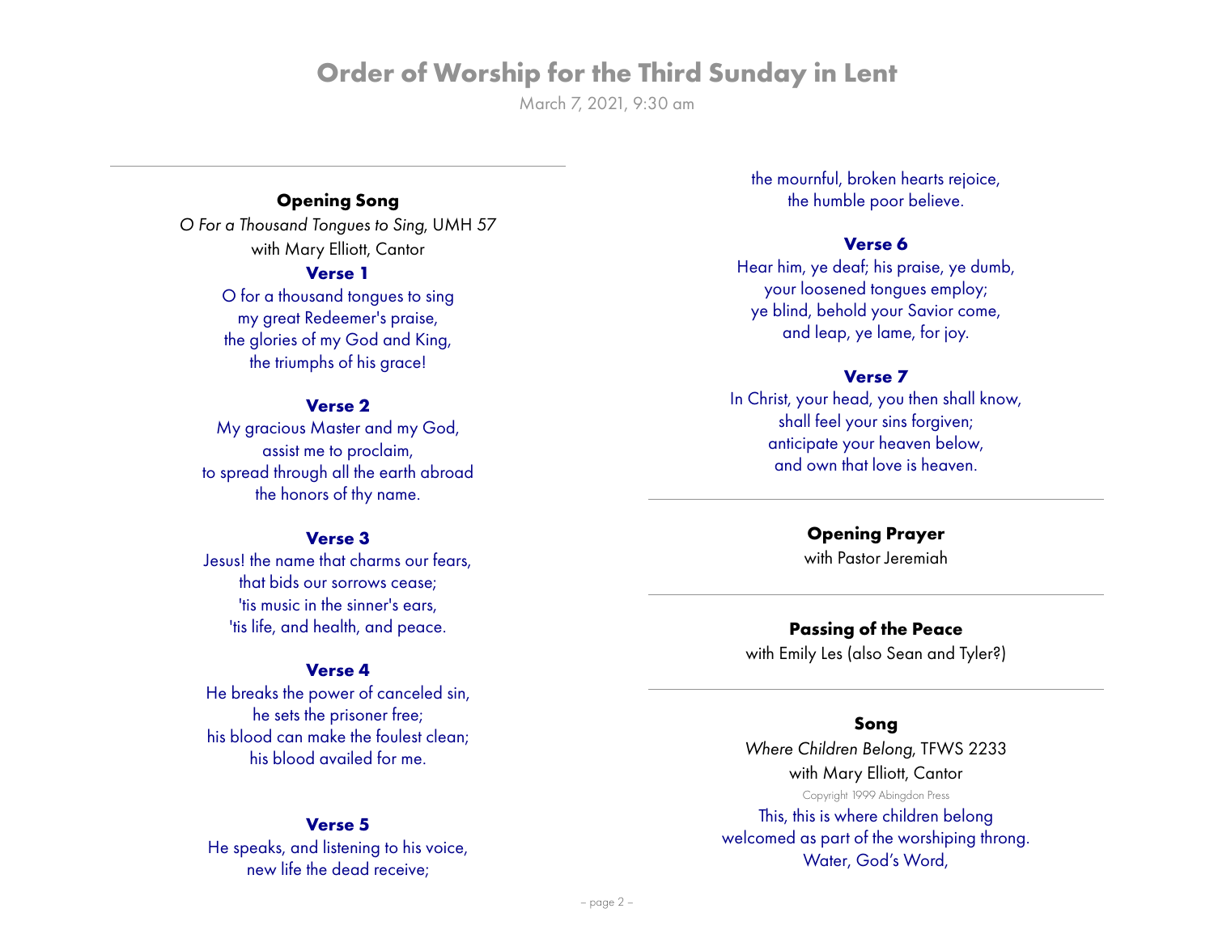# Order of Worship for the Third Sunday in Lent

March 7, 2021, 9:30 am

---

**Opening Song**

*O For a Thousand Tongues to Sing*, UMH 57
with Mary Elliott, Cantor

**Verse 1**

O for a thousand tongues to sing
my great Redeemer's praise,
the glories of my God and King,
the triumphs of his grace!

**Verse 2**

My gracious Master and my God,
assist me to proclaim,
to spread through all the earth abroad
the honors of thy name.

**Verse 3**

Jesus! the name that charms our fears,
that bids our sorrows cease;
'tis music in the sinner's ears,
'tis life, and health, and peace.

**Verse 4**

He breaks the power of canceled sin,
he sets the prisoner free;
his blood can make the foulest clean;
his blood availed for me.

**Verse 5**

He speaks, and listening to his voice,
new life the dead receive;
the mournful, broken hearts rejoice,
the humble poor believe.

**Verse 6**

Hear him, ye deaf; his praise, ye dumb,
your loosened tongues employ;
ye blind, behold your Savior come,
and leap, ye lame, for joy.

**Verse 7**

In Christ, your head, you then shall know,
shall feel your sins forgiven;
anticipate your heaven below,
and own that love is heaven.

---

**Opening Prayer**

with Pastor Jeremiah

---

**Passing of the Peace**

with Emily Les (also Sean and Tyler?)

---

**Song**

*Where Children Belong*, TFWS 2233
with Mary Elliott, Cantor

Copyright 1999 Abingdon Press

This, this is where children belong
welcomed as part of the worshiping throng.
Water, God's Word,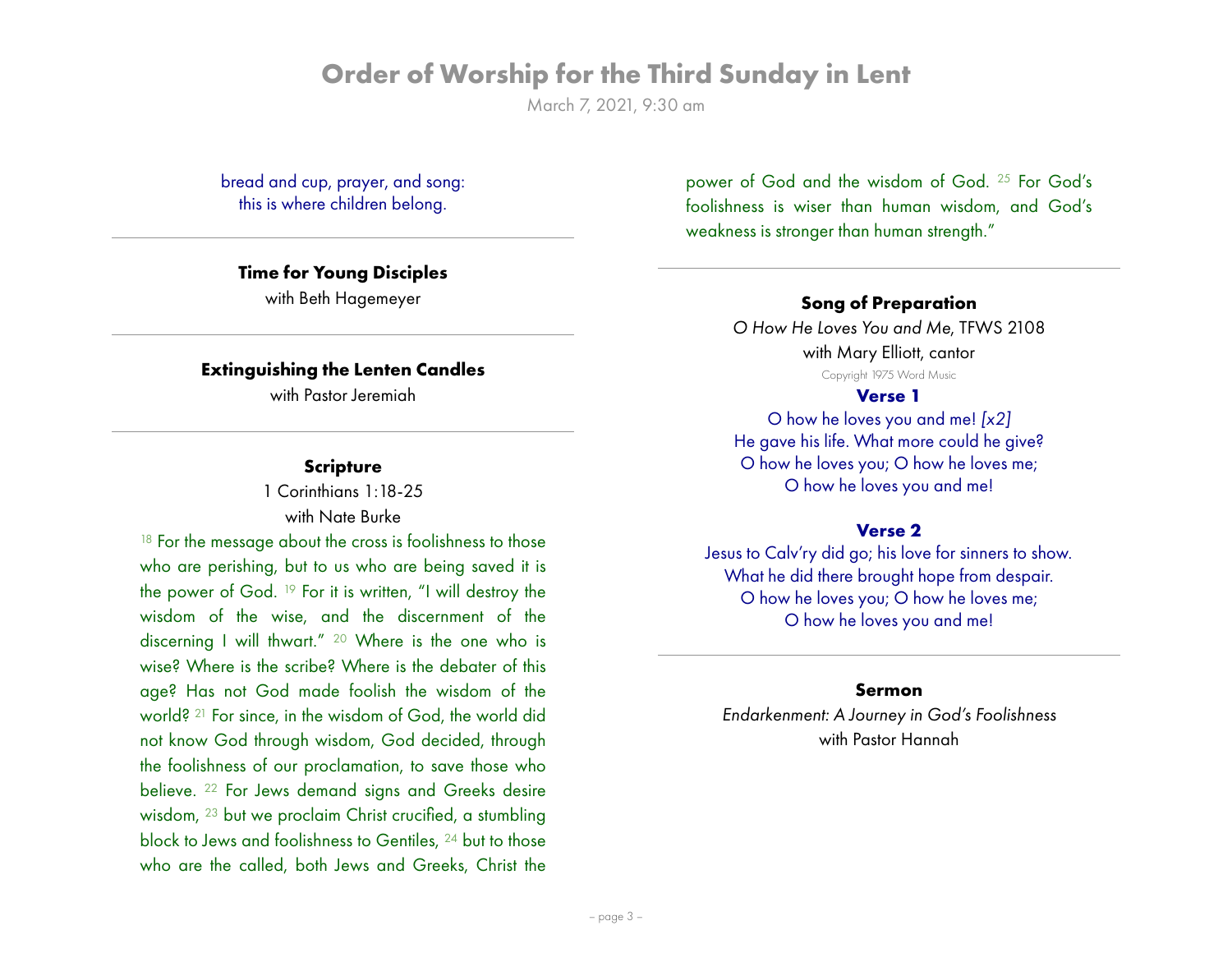bread and cup, prayer, and song:
this is where children belong.

---

**Time for Young Disciples**

with Beth Hagemeyer

---

**Extinguishing the Lenten Candles**

with Pastor Jeremiah

---

**Scripture**

1 Corinthians 1:18-25

with Nate Burke

[18] For the message about the cross is foolishness to those who are perishing, but to us who are being saved it is the power of God. [19] For it is written, "I will destroy the wisdom of the wise, and the discernment of the discerning I will thwart." [20] Where is the one who is wise? Where is the scribe? Where is the debater of this age? Has not God made foolish the wisdom of the world? [21] For since, in the wisdom of God, the world did not know God through wisdom, God decided, through the foolishness of our proclamation, to save those who believe. [22] For Jews demand signs and Greeks desire wisdom, [23] but we proclaim Christ crucified, a stumbling block to Jews and foolishness to Gentiles, [24] but to those who are the called, both Jews and Greeks, Christ the power of God and the wisdom of God. [25] For God's foolishness is wiser than human wisdom, and God's weakness is stronger than human strength."

---

**Song of Preparation**

*O How He Loves You and Me*, TFWS 2108

with Mary Elliott, cantor

Copyright 1975 Word Music

**Verse 1**

O how he loves you and me! *[x2]*
He gave his life. What more could he give?
O how he loves you; O how he loves me;
O how he loves you and me!

**Verse 2**

Jesus to Calv'ry did go; his love for sinners to show.
What he did there brought hope from despair.
O how he loves you; O how he loves me;
O how he loves you and me!

---

**Sermon**

*Endarkenment: A Journey in God's Foolishness*

with Pastor Hannah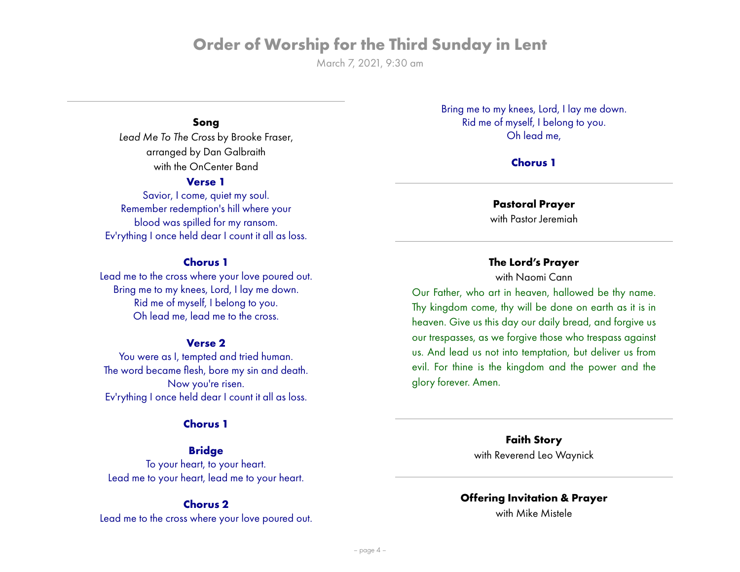# Order of Worship for the Third Sunday in Lent

March 7, 2021, 9:30 am

---

**Song**

*Lead Me To The Cross* by Brooke Fraser,
arranged by Dan Galbraith
with the OnCenter Band

**Verse 1**

Savior, I come, quiet my soul.
Remember redemption's hill where your
blood was spilled for my ransom.
Ev'rything I once held dear I count it all as loss.

**Chorus 1**

Lead me to the cross where your love poured out.
Bring me to my knees, Lord, I lay me down.
Rid me of myself, I belong to you.
Oh lead me, lead me to the cross.

**Verse 2**

You were as I, tempted and tried human.
The word became flesh, bore my sin and death.
Now you're risen.
Ev'rything I once held dear I count it all as loss.

**Chorus 1**

**Bridge**

To your heart, to your heart.
Lead me to your heart, lead me to your heart.

**Chorus 2**

Lead me to the cross where your love poured out.
Bring me to my knees, Lord, I lay me down.
Rid me of myself, I belong to you.
Oh lead me,

**Chorus 1**

---

**Pastoral Prayer**

with Pastor Jeremiah

---

**The Lord's Prayer**

with Naomi Cann

Our Father, who art in heaven, hallowed be thy name. Thy kingdom come, thy will be done on earth as it is in heaven. Give us this day our daily bread, and forgive us our trespasses, as we forgive those who trespass against us. And lead us not into temptation, but deliver us from evil. For thine is the kingdom and the power and the glory forever. Amen.

---

**Faith Story**

with Reverend Leo Waynick

---

**Offering Invitation & Prayer**

with Mike Mistele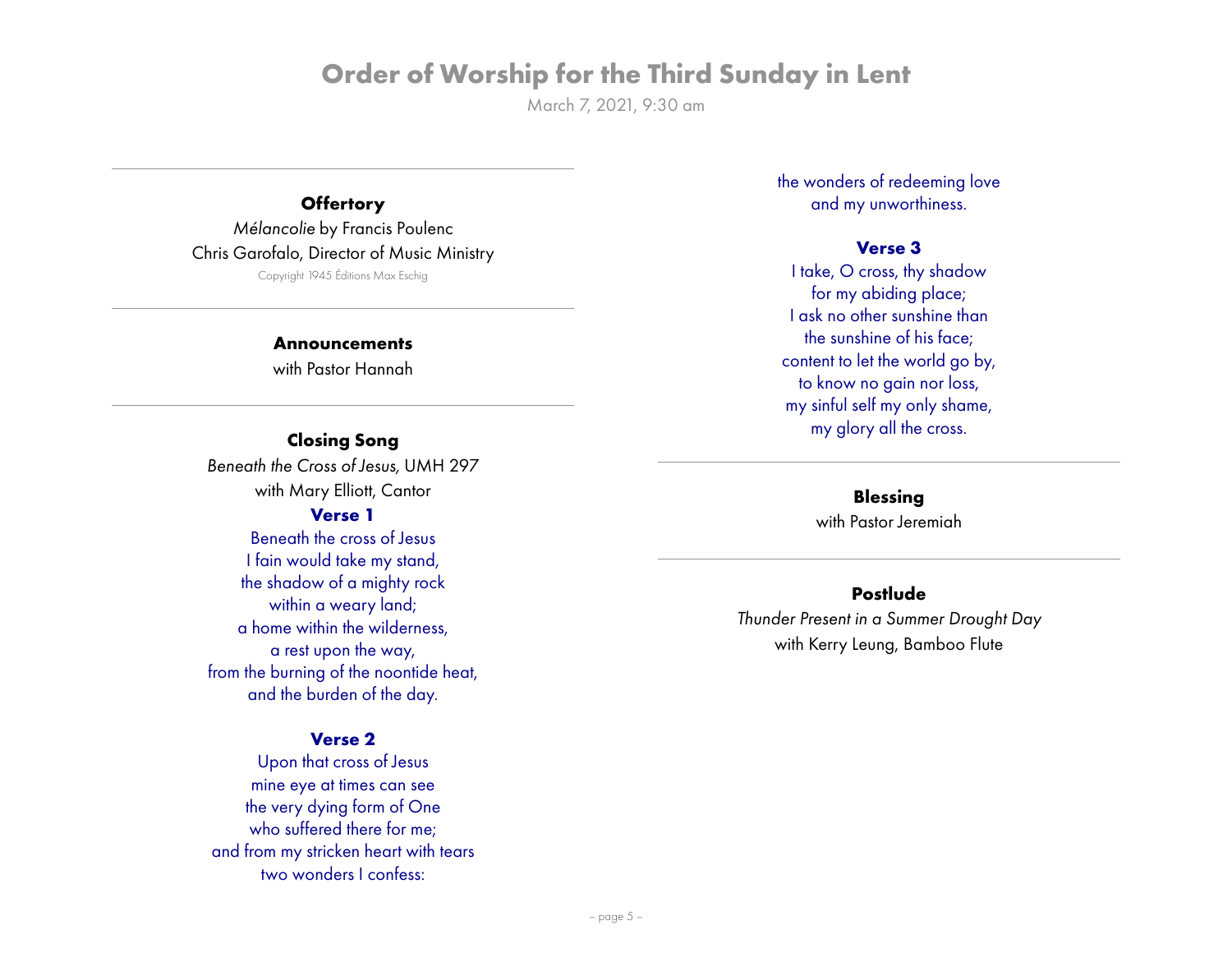# Order of Worship for the Third Sunday in Lent

March 7, 2021, 9:30 am

---

### Offertory

*Mélancolie* by Francis Poulenc
Chris Garofalo, Director of Music Ministry
Copyright 1945 Éditions Max Eschig

---

### Announcements

with Pastor Hannah

---

### Closing Song

*Beneath the Cross of Jesus,* UMH 297
with Mary Elliott, Cantor

**Verse 1**

Beneath the cross of Jesus
I fain would take my stand,
the shadow of a mighty rock
within a weary land;
a home within the wilderness,
a rest upon the way,
from the burning of the noontide heat,
and the burden of the day.

**Verse 2**

Upon that cross of Jesus
mine eye at times can see
the very dying form of One
who suffered there for me;
and from my stricken heart with tears
two wonders I confess:
the wonders of redeeming love
and my unworthiness.

**Verse 3**

I take, O cross, thy shadow
for my abiding place;
I ask no other sunshine than
the sunshine of his face;
content to let the world go by,
to know no gain nor loss,
my sinful self my only shame,
my glory all the cross.

---

### Blessing

with Pastor Jeremiah

---

### Postlude

*Thunder Present in a Summer Drought Day*
with Kerry Leung, Bamboo Flute